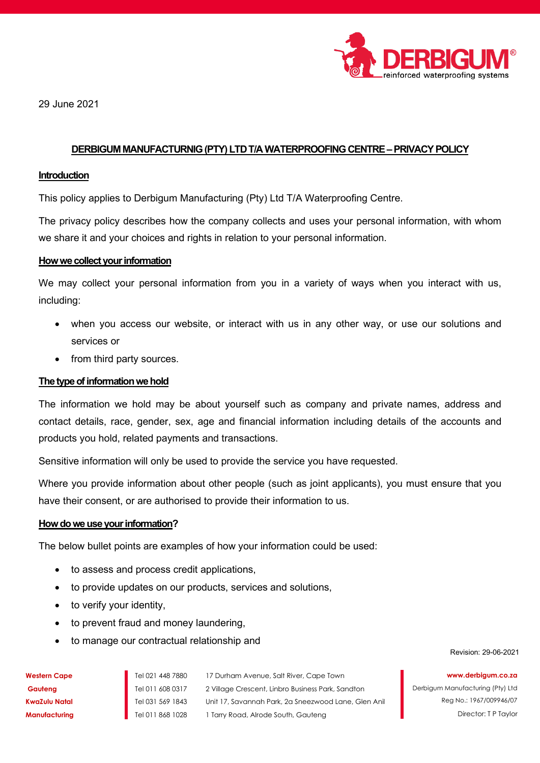29 June 2021

## DERBIGUM MANUFACTURNIG (PTY) LTD T/A WATERPROOFING CENTRE – PRIVACY POLICY

### Introduction

This policy applies to Derbigum Manufacturing (Pty) Ltd T/A Waterproofing Centre.

The privacy policy describes how the company collects and uses your personal information, with whom we share it and your choices and rights in relation to your personal information.

### How we collect your information

We may collect your personal information from you in a variety of ways when you interact with us, including:

- when you access our website, or interact with us in any other way, or use our solutions and services or
- from third party sources.

### The type of information we hold

The information we hold may be about yourself such as company and private names, address and contact details, race, gender, sex, age and financial information including details of the accounts and products you hold, related payments and transactions.

Sensitive information will only be used to provide the service you have requested.

Where you provide information about other people (such as joint applicants), you must ensure that you have their consent, or are authorised to provide their information to us.

### How do we use your information?

The below bullet points are examples of how your information could be used:

- to assess and process credit applications,
- to provide updates on our products, services and solutions,
- to verify your identity,
- to prevent fraud and money laundering,
- to manage our contractual relationship and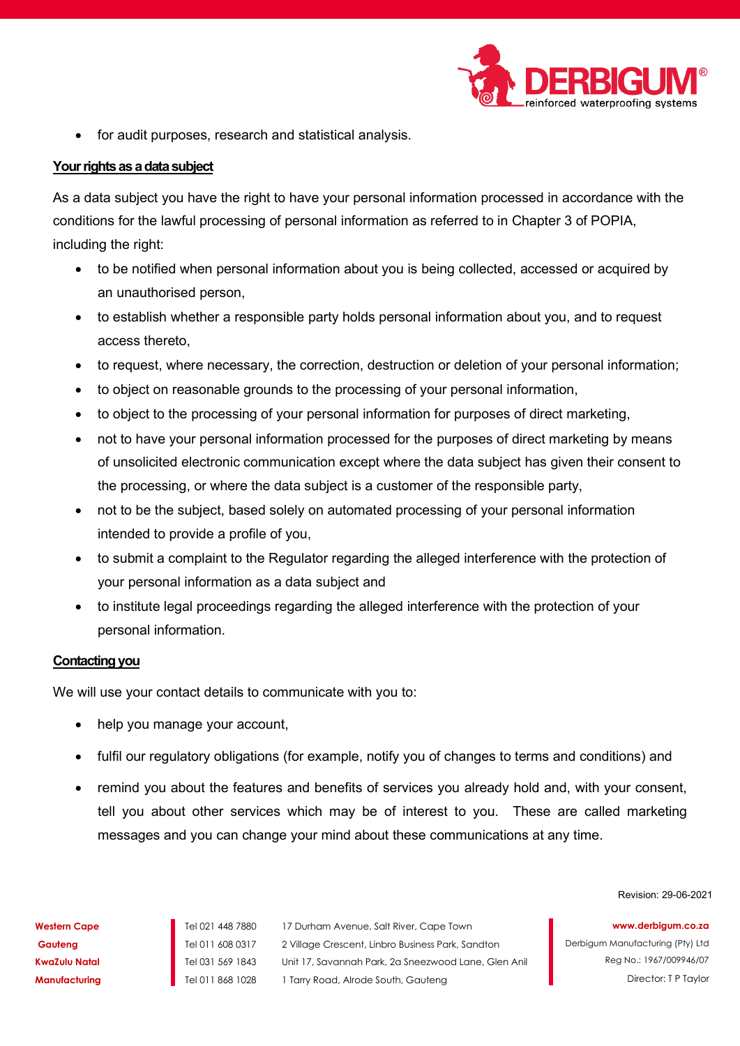- for audit purposes, research and statistical analysis.

**Your rights as a data subject**

As a data subject you have the right to have your personal information processed in accordance with the conditions for the lawful processing of personal information as referred to in Chapter 3 of POPIA, including the right:

- to be notified when personal information about you is being collected, accessed or acquired by an unauthorised person,
- to establish whether a responsible party holds personal information about you, and to request access thereto,
- to request, where necessary, the correction, destruction or deletion of your personal information;
- to object on reasonable grounds to the processing of your personal information,
- to object to the processing of your personal information for purposes of direct marketing,
- not to have your personal information processed for the purposes of direct marketing by means of unsolicited electronic communication except where the data subject has given their consent to the processing, or where the data subject is a customer of the responsible party,
- not to be the subject, based solely on automated processing of your personal information intended to provide a profile of you,
- to submit a complaint to the Regulator regarding the alleged interference with the protection of your personal information as a data subject and
- to institute legal proceedings regarding the alleged interference with the protection of your personal information.

**Contacting you**

We will use your contact details to communicate with you to:

- help you manage your account,
- fulfil our regulatory obligations (for example, notify you of changes to terms and conditions) and
- remind you about the features and benefits of services you already hold and, with your consent, tell you about other services which may be of interest to you. These are called marketing messages and you can change your mind about these communications at any time.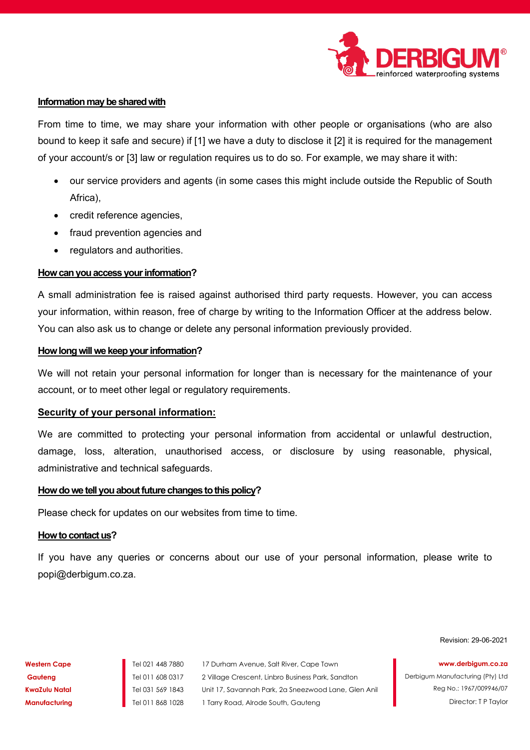**Information may be shared with**

From time to time, we may share your information with other people or organisations (who are also bound to keep it safe and secure) if [1] we have a duty to disclose it [2] it is required for the management of your account/s or [3] law or regulation requires us to do so. For example, we may share it with:

- our service providers and agents (in some cases this might include outside the Republic of South Africa),
- credit reference agencies,
- fraud prevention agencies and
- regulators and authorities.

**How can you access your information?**

A small administration fee is raised against authorised third party requests. However, you can access your information, within reason, free of charge by writing to the Information Officer at the address below. You can also ask us to change or delete any personal information previously provided.

**How long will we keep your information?**

We will not retain your personal information for longer than is necessary for the maintenance of your account, or to meet other legal or regulatory requirements.

**Security of your personal information:**

We are committed to protecting your personal information from accidental or unlawful destruction, damage, loss, alteration, unauthorised access, or disclosure by using reasonable, physical, administrative and technical safeguards.

**How do we tell you about future changes to this policy?**

Please check for updates on our websites from time to time.

**How to contact us?**

If you have any queries or concerns about our use of your personal information, please write to popi@derbigum.co.za.

Revision: 29-06-2021